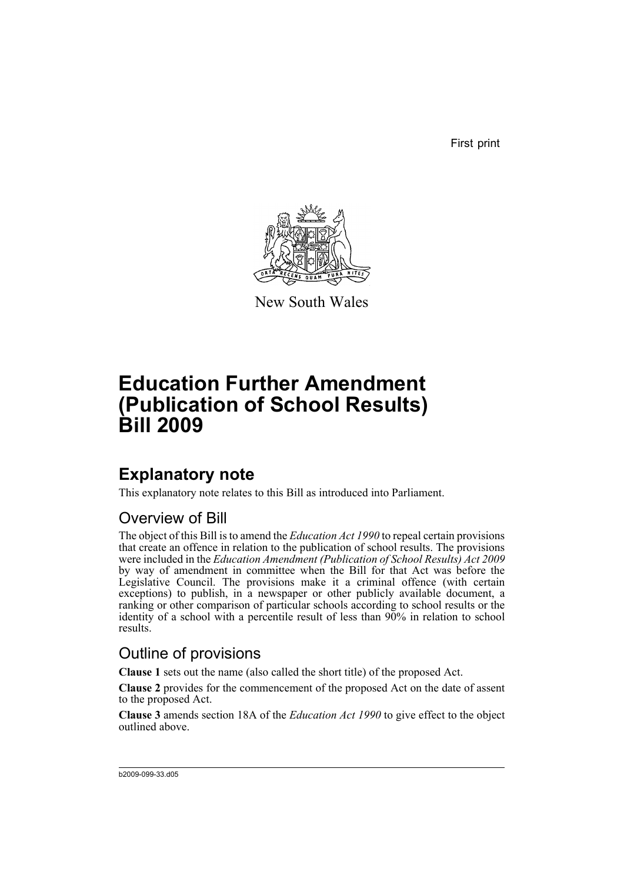First print

New South Wales

# Education Further Amendment (Publication of School Results) Bill 2009

## Explanatory note

This explanatory note relates to this Bill as introduced into Parliament.

### Overview of Bill

The object of this Bill is to amend the *Education Act 1990* to repeal certain provisions that create an offence in relation to the publication of school results. The provisions were included in the *Education Amendment (Publication of School Results) Act 2009* by way of amendment in committee when the Bill for that Act was before the Legislative Council. The provisions make it a criminal offence (with certain exceptions) to publish, in a newspaper or other publicly available document, a ranking or other comparison of particular schools according to school results or the identity of a school with a percentile result of less than 90% in relation to school results.

### Outline of provisions

**Clause 1** sets out the name (also called the short title) of the proposed Act.

**Clause 2** provides for the commencement of the proposed Act on the date of assent to the proposed Act.

**Clause 3** amends section 18A of the *Education Act 1990* to give effect to the object outlined above.

b2009-099-33.d05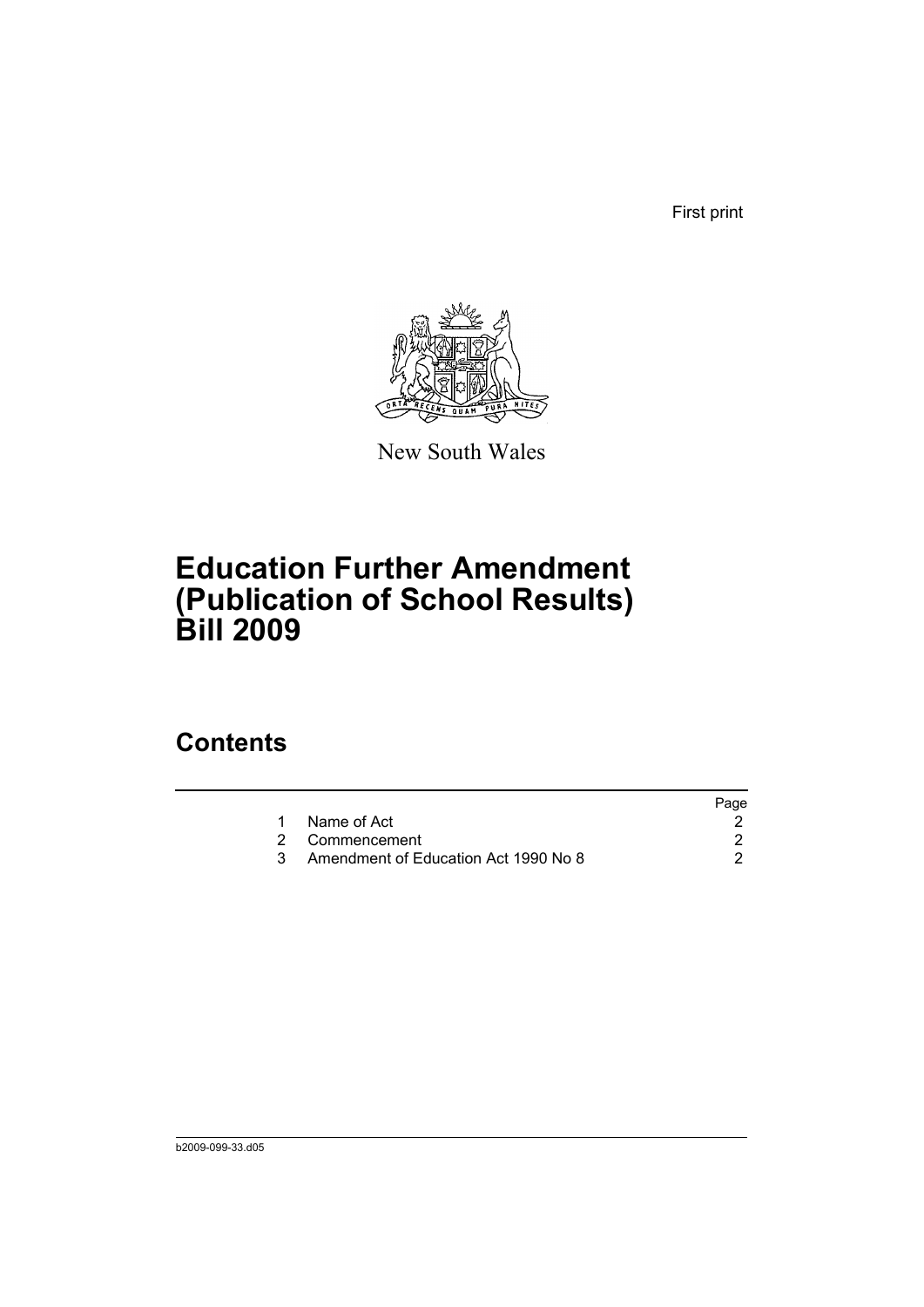First print

New South Wales

# Education Further Amendment (Publication of School Results) Bill 2009

## Contents

| | | Page |
|---|---|---|
| 1 | Name of Act | 2 |
| 2 | Commencement | 2 |
| 3 | Amendment of Education Act 1990 No 8 | 2 |

b2009-099-33.d05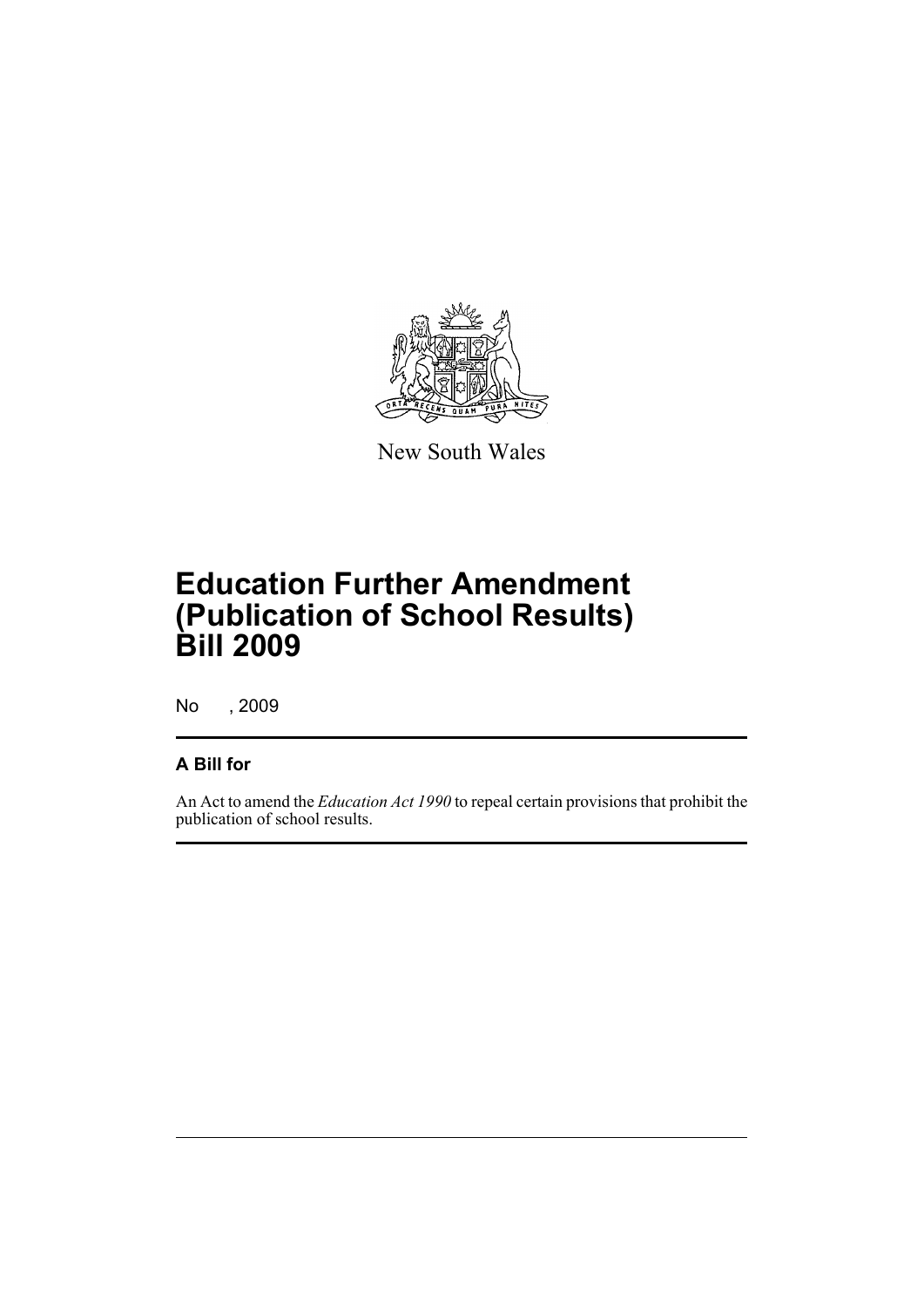New South Wales

# Education Further Amendment (Publication of School Results) Bill 2009

No , 2009

## A Bill for

An Act to amend the *Education Act 1990* to repeal certain provisions that prohibit the publication of school results.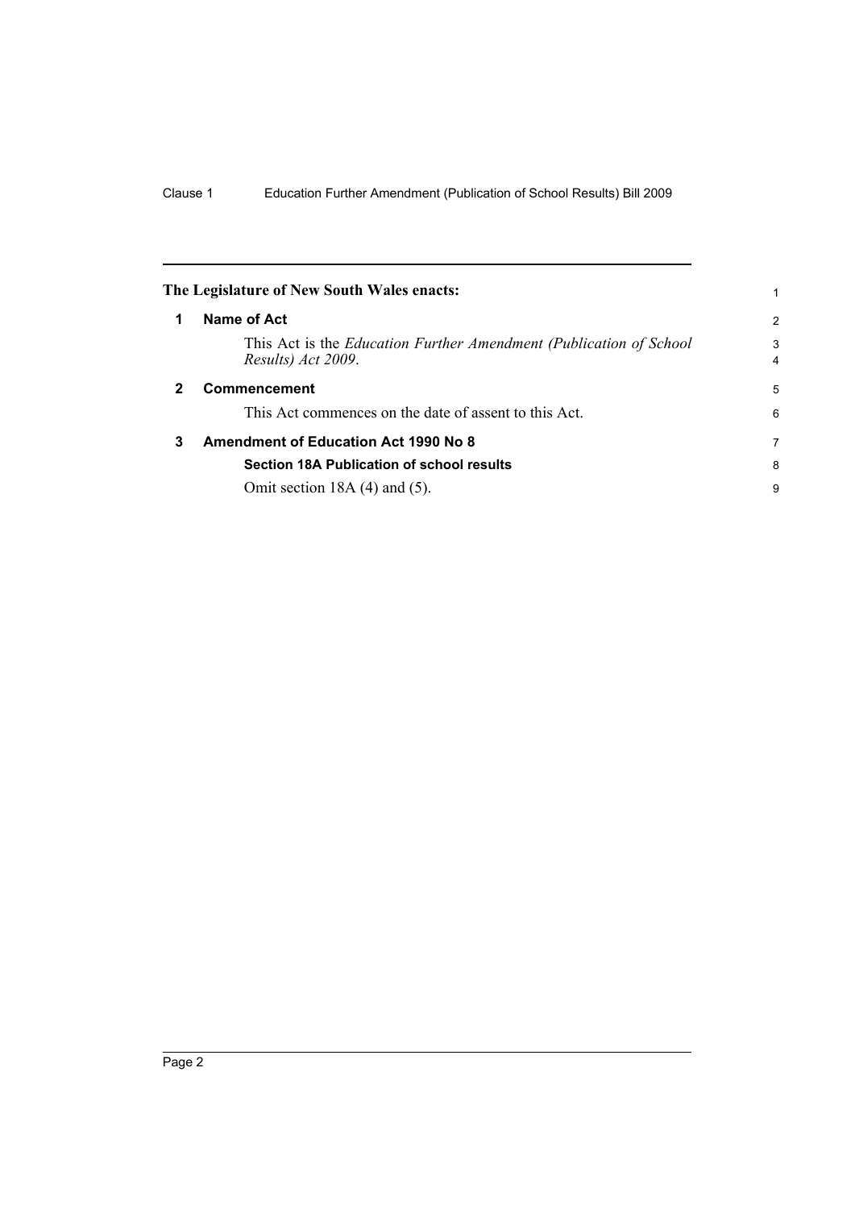## The Legislature of New South Wales enacts:

### 1 Name of Act

This Act is the *Education Further Amendment (Publication of School Results) Act 2009*.

### 2 Commencement

This Act commences on the date of assent to this Act.

### 3 Amendment of Education Act 1990 No 8

**Section 18A Publication of school results**

Omit section 18A (4) and (5).